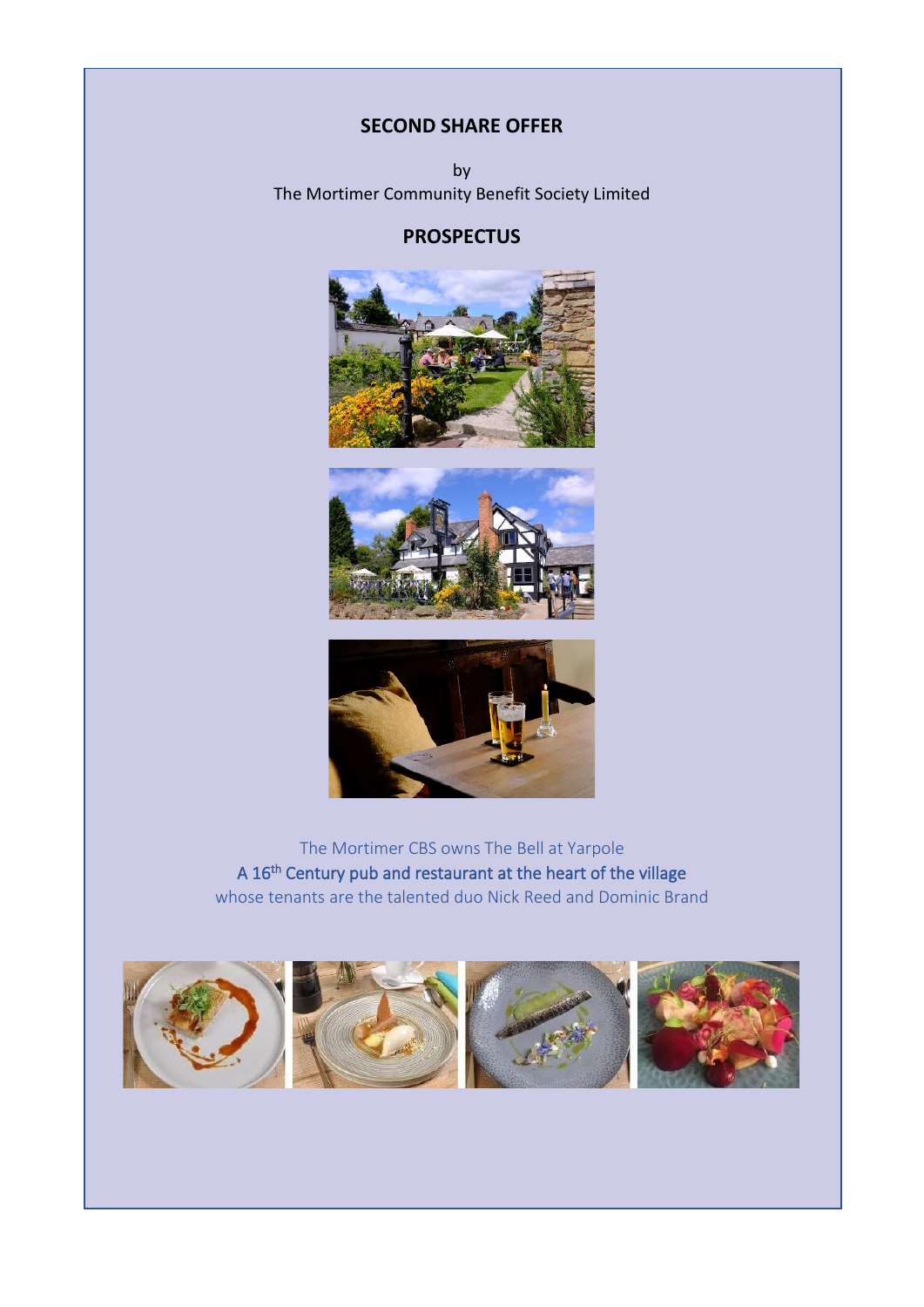# SECOND SHARE OFFER

by
The Mortimer Community Benefit Society Limited

## PROSPECTUS

The Mortimer CBS owns The Bell at Yarpole
A 16th Century pub and restaurant at the heart of the village
whose tenants are the talented duo Nick Reed and Dominic Brand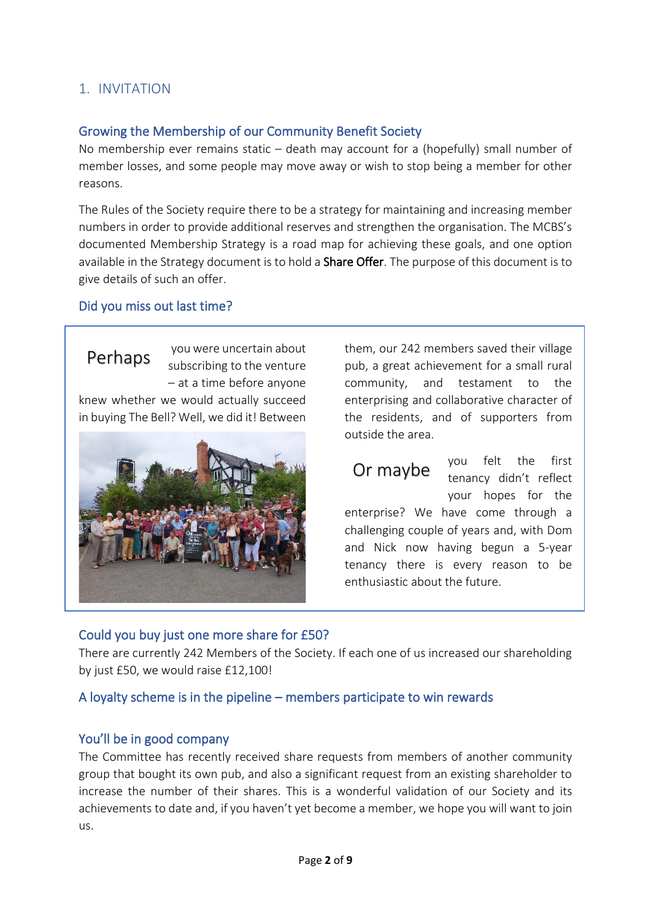## 1. INVITATION

### Growing the Membership of our Community Benefit Society

No membership ever remains static – death may account for a (hopefully) small number of member losses, and some people may move away or wish to stop being a member for other reasons.

The Rules of the Society require there to be a strategy for maintaining and increasing member numbers in order to provide additional reserves and strengthen the organisation. The MCBS's documented Membership Strategy is a road map for achieving these goals, and one option available in the Strategy document is to hold a **Share Offer**. The purpose of this document is to give details of such an offer.

### Did you miss out last time?

Perhaps you were uncertain about subscribing to the venture – at a time before anyone knew whether we would actually succeed in buying The Bell? Well, we did it! Between them, our 242 members saved their village pub, a great achievement for a small rural community, and testament to the enterprising and collaborative character of the residents, and of supporters from outside the area.

Or maybe you felt the first tenancy didn't reflect your hopes for the enterprise? We have come through a challenging couple of years and, with Dom and Nick now having begun a 5-year tenancy there is every reason to be enthusiastic about the future.

### Could you buy just one more share for £50?

There are currently 242 Members of the Society. If each one of us increased our shareholding by just £50, we would raise £12,100!

### A loyalty scheme is in the pipeline – members participate to win rewards

### You'll be in good company

The Committee has recently received share requests from members of another community group that bought its own pub, and also a significant request from an existing shareholder to increase the number of their shares. This is a wonderful validation of our Society and its achievements to date and, if you haven't yet become a member, we hope you will want to join us.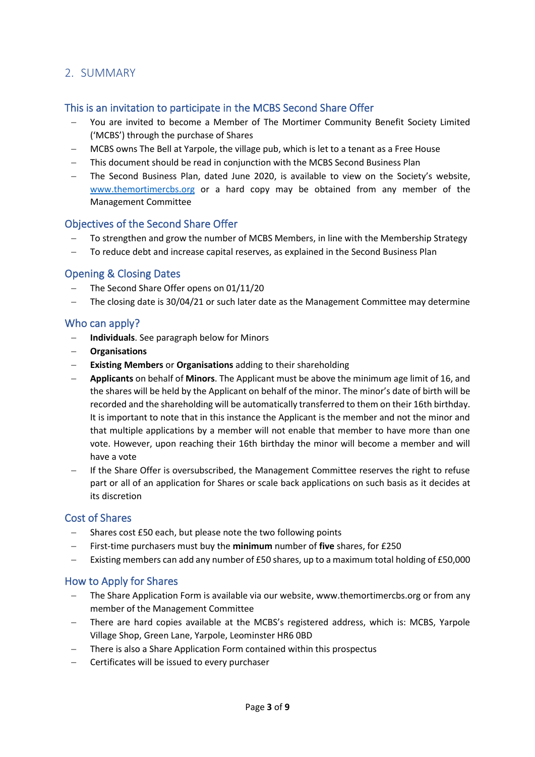## 2. SUMMARY

### This is an invitation to participate in the MCBS Second Share Offer

- You are invited to become a Member of The Mortimer Community Benefit Society Limited ('MCBS') through the purchase of Shares
- MCBS owns The Bell at Yarpole, the village pub, which is let to a tenant as a Free House
- This document should be read in conjunction with the MCBS Second Business Plan
- The Second Business Plan, dated June 2020, is available to view on the Society's website, [www.themortimercbs.org](www.themortimercbs.org) or a hard copy may be obtained from any member of the Management Committee

### Objectives of the Second Share Offer

- To strengthen and grow the number of MCBS Members, in line with the Membership Strategy
- To reduce debt and increase capital reserves, as explained in the Second Business Plan

### Opening & Closing Dates

- The Second Share Offer opens on 01/11/20
- The closing date is 30/04/21 or such later date as the Management Committee may determine

### Who can apply?

- **Individuals**. See paragraph below for Minors
- **Organisations**
- **Existing Members** or **Organisations** adding to their shareholding
- **Applicants** on behalf of **Minors**. The Applicant must be above the minimum age limit of 16, and the shares will be held by the Applicant on behalf of the minor. The minor's date of birth will be recorded and the shareholding will be automatically transferred to them on their 16th birthday. It is important to note that in this instance the Applicant is the member and not the minor and that multiple applications by a member will not enable that member to have more than one vote. However, upon reaching their 16th birthday the minor will become a member and will have a vote
- If the Share Offer is oversubscribed, the Management Committee reserves the right to refuse part or all of an application for Shares or scale back applications on such basis as it decides at its discretion

### Cost of Shares

- Shares cost £50 each, but please note the two following points
- First-time purchasers must buy the **minimum** number of **five** shares, for £250
- Existing members can add any number of £50 shares, up to a maximum total holding of £50,000

### How to Apply for Shares

- The Share Application Form is available via our website, www.themortimercbs.org or from any member of the Management Committee
- There are hard copies available at the MCBS's registered address, which is: MCBS, Yarpole Village Shop, Green Lane, Yarpole, Leominster HR6 0BD
- There is also a Share Application Form contained within this prospectus
- Certificates will be issued to every purchaser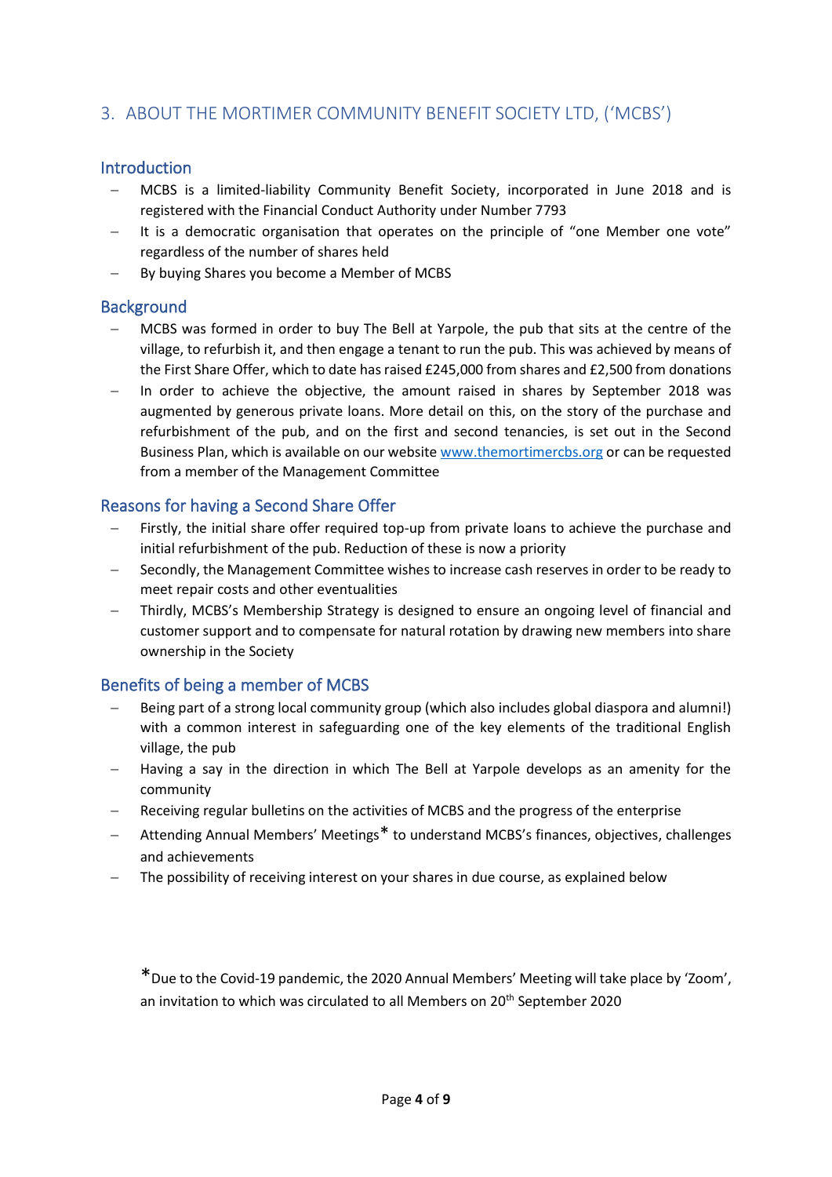## 3. ABOUT THE MORTIMER COMMUNITY BENEFIT SOCIETY LTD, ('MCBS')

### Introduction

- MCBS is a limited-liability Community Benefit Society, incorporated in June 2018 and is registered with the Financial Conduct Authority under Number 7793
- It is a democratic organisation that operates on the principle of "one Member one vote" regardless of the number of shares held
- By buying Shares you become a Member of MCBS

### Background

- MCBS was formed in order to buy The Bell at Yarpole, the pub that sits at the centre of the village, to refurbish it, and then engage a tenant to run the pub. This was achieved by means of the First Share Offer, which to date has raised £245,000 from shares and £2,500 from donations
- In order to achieve the objective, the amount raised in shares by September 2018 was augmented by generous private loans. More detail on this, on the story of the purchase and refurbishment of the pub, and on the first and second tenancies, is set out in the Second Business Plan, which is available on our website [www.themortimercbs.org](http://www.themortimercbs.org) or can be requested from a member of the Management Committee

### Reasons for having a Second Share Offer

- Firstly, the initial share offer required top-up from private loans to achieve the purchase and initial refurbishment of the pub. Reduction of these is now a priority
- Secondly, the Management Committee wishes to increase cash reserves in order to be ready to meet repair costs and other eventualities
- Thirdly, MCBS's Membership Strategy is designed to ensure an ongoing level of financial and customer support and to compensate for natural rotation by drawing new members into share ownership in the Society

### Benefits of being a member of MCBS

- Being part of a strong local community group (which also includes global diaspora and alumni!) with a common interest in safeguarding one of the key elements of the traditional English village, the pub
- Having a say in the direction in which The Bell at Yarpole develops as an amenity for the community
- Receiving regular bulletins on the activities of MCBS and the progress of the enterprise
- Attending Annual Members' Meetings* to understand MCBS's finances, objectives, challenges and achievements
- The possibility of receiving interest on your shares in due course, as explained below

*Due to the Covid-19 pandemic, the 2020 Annual Members' Meeting will take place by 'Zoom', an invitation to which was circulated to all Members on 20th September 2020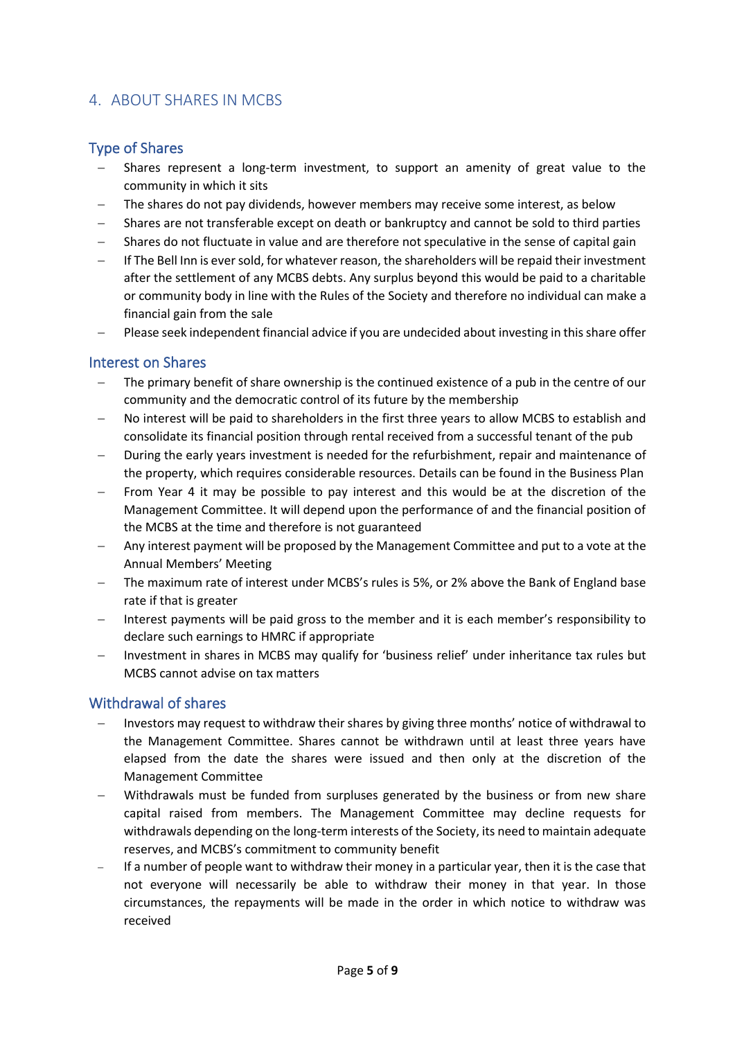## 4. ABOUT SHARES IN MCBS

### Type of Shares

- Shares represent a long-term investment, to support an amenity of great value to the community in which it sits
- The shares do not pay dividends, however members may receive some interest, as below
- Shares are not transferable except on death or bankruptcy and cannot be sold to third parties
- Shares do not fluctuate in value and are therefore not speculative in the sense of capital gain
- If The Bell Inn is ever sold, for whatever reason, the shareholders will be repaid their investment after the settlement of any MCBS debts. Any surplus beyond this would be paid to a charitable or community body in line with the Rules of the Society and therefore no individual can make a financial gain from the sale
- Please seek independent financial advice if you are undecided about investing in this share offer

### Interest on Shares

- The primary benefit of share ownership is the continued existence of a pub in the centre of our community and the democratic control of its future by the membership
- No interest will be paid to shareholders in the first three years to allow MCBS to establish and consolidate its financial position through rental received from a successful tenant of the pub
- During the early years investment is needed for the refurbishment, repair and maintenance of the property, which requires considerable resources. Details can be found in the Business Plan
- From Year 4 it may be possible to pay interest and this would be at the discretion of the Management Committee. It will depend upon the performance of and the financial position of the MCBS at the time and therefore is not guaranteed
- Any interest payment will be proposed by the Management Committee and put to a vote at the Annual Members' Meeting
- The maximum rate of interest under MCBS's rules is 5%, or 2% above the Bank of England base rate if that is greater
- Interest payments will be paid gross to the member and it is each member's responsibility to declare such earnings to HMRC if appropriate
- Investment in shares in MCBS may qualify for 'business relief' under inheritance tax rules but MCBS cannot advise on tax matters

### Withdrawal of shares

- Investors may request to withdraw their shares by giving three months' notice of withdrawal to the Management Committee. Shares cannot be withdrawn until at least three years have elapsed from the date the shares were issued and then only at the discretion of the Management Committee
- Withdrawals must be funded from surpluses generated by the business or from new share capital raised from members. The Management Committee may decline requests for withdrawals depending on the long-term interests of the Society, its need to maintain adequate reserves, and MCBS's commitment to community benefit
- If a number of people want to withdraw their money in a particular year, then it is the case that not everyone will necessarily be able to withdraw their money in that year. In those circumstances, the repayments will be made in the order in which notice to withdraw was received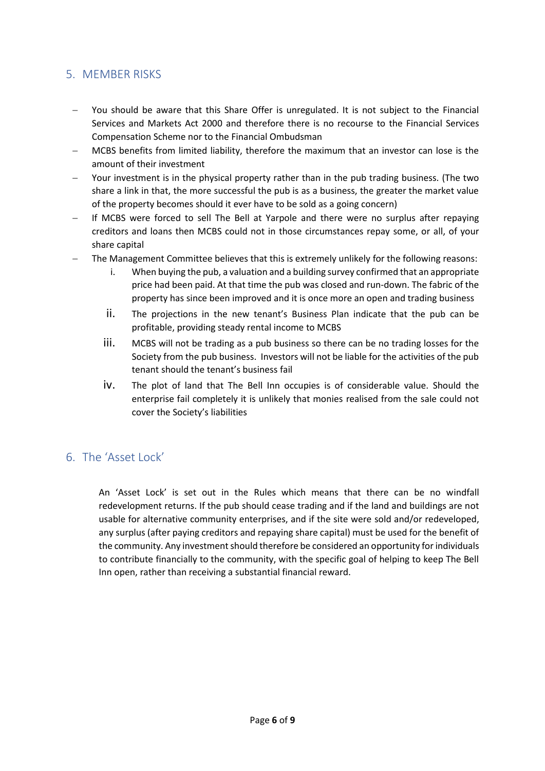## 5. MEMBER RISKS

- You should be aware that this Share Offer is unregulated. It is not subject to the Financial Services and Markets Act 2000 and therefore there is no recourse to the Financial Services Compensation Scheme nor to the Financial Ombudsman
- MCBS benefits from limited liability, therefore the maximum that an investor can lose is the amount of their investment
- Your investment is in the physical property rather than in the pub trading business. (The two share a link in that, the more successful the pub is as a business, the greater the market value of the property becomes should it ever have to be sold as a going concern)
- If MCBS were forced to sell The Bell at Yarpole and there were no surplus after repaying creditors and loans then MCBS could not in those circumstances repay some, or all, of your share capital
- The Management Committee believes that this is extremely unlikely for the following reasons:
    i. When buying the pub, a valuation and a building survey confirmed that an appropriate price had been paid. At that time the pub was closed and run-down. The fabric of the property has since been improved and it is once more an open and trading business
    ii. The projections in the new tenant's Business Plan indicate that the pub can be profitable, providing steady rental income to MCBS
    iii. MCBS will not be trading as a pub business so there can be no trading losses for the Society from the pub business. Investors will not be liable for the activities of the pub tenant should the tenant's business fail
    iv. The plot of land that The Bell Inn occupies is of considerable value. Should the enterprise fail completely it is unlikely that monies realised from the sale could not cover the Society's liabilities

## 6. The 'Asset Lock'

An 'Asset Lock' is set out in the Rules which means that there can be no windfall redevelopment returns. If the pub should cease trading and if the land and buildings are not usable for alternative community enterprises, and if the site were sold and/or redeveloped, any surplus (after paying creditors and repaying share capital) must be used for the benefit of the community. Any investment should therefore be considered an opportunity for individuals to contribute financially to the community, with the specific goal of helping to keep The Bell Inn open, rather than receiving a substantial financial reward.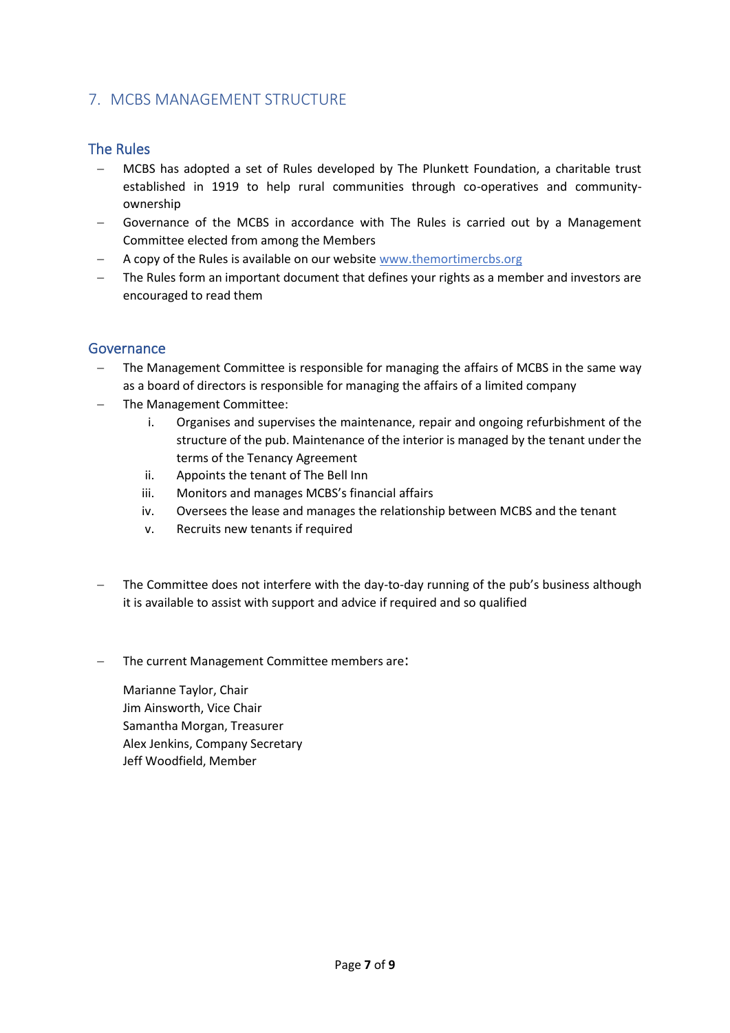## 7. MCBS MANAGEMENT STRUCTURE

### The Rules

- MCBS has adopted a set of Rules developed by The Plunkett Foundation, a charitable trust established in 1919 to help rural communities through co-operatives and community-ownership
- Governance of the MCBS in accordance with The Rules is carried out by a Management Committee elected from among the Members
- A copy of the Rules is available on our website [www.themortimercbs.org](http://www.themortimercbs.org)
- The Rules form an important document that defines your rights as a member and investors are encouraged to read them

### Governance

- The Management Committee is responsible for managing the affairs of MCBS in the same way as a board of directors is responsible for managing the affairs of a limited company
- The Management Committee:
    - i. Organises and supervises the maintenance, repair and ongoing refurbishment of the structure of the pub. Maintenance of the interior is managed by the tenant under the terms of the Tenancy Agreement
    - ii. Appoints the tenant of The Bell Inn
    - iii. Monitors and manages MCBS's financial affairs
    - iv. Oversees the lease and manages the relationship between MCBS and the tenant
    - v. Recruits new tenants if required

- The Committee does not interfere with the day-to-day running of the pub's business although it is available to assist with support and advice if required and so qualified

- The current Management Committee members are:

  Marianne Taylor, Chair
  Jim Ainsworth, Vice Chair
  Samantha Morgan, Treasurer
  Alex Jenkins, Company Secretary
  Jeff Woodfield, Member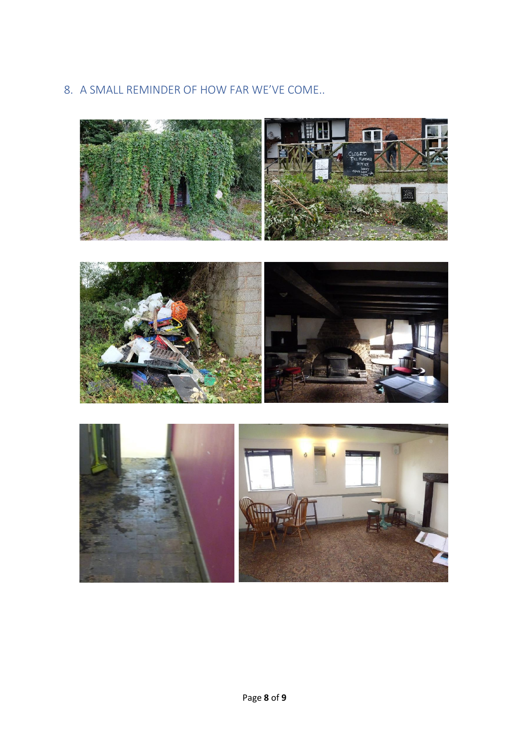## 8. A SMALL REMINDER OF HOW FAR WE'VE COME..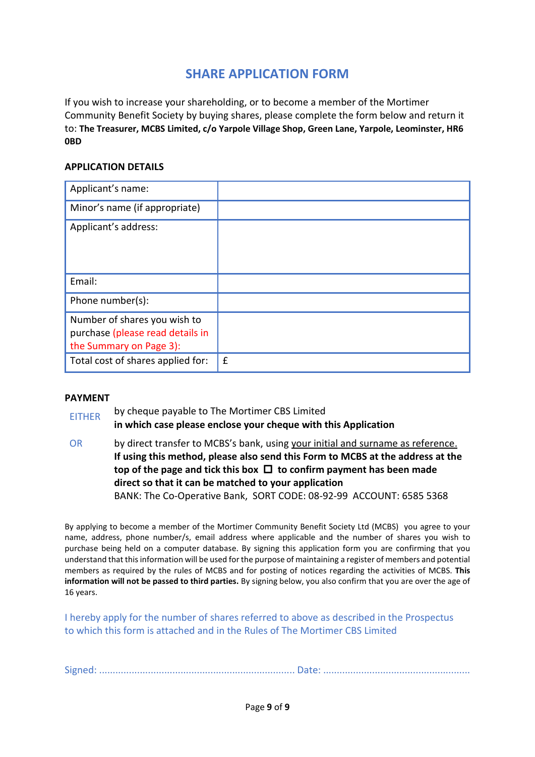# SHARE APPLICATION FORM

If you wish to increase your shareholding, or to become a member of the Mortimer Community Benefit Society by buying shares, please complete the form below and return it to: **The Treasurer, MCBS Limited, c/o Yarpole Village Shop, Green Lane, Yarpole, Leominster, HR6 0BD**

**APPLICATION DETAILS**

| | |
|---|---|
| Applicant's name: | |
| Minor's name (if appropriate) | |
| Applicant's address: | |
| Email: | |
| Phone number(s): | |
| Number of shares you wish to purchase (please read details in the Summary on Page 3): | |
| Total cost of shares applied for: | £ |

**PAYMENT**

EITHER by cheque payable to The Mortimer CBS Limited **in which case please enclose your cheque with this Application**

OR by direct transfer to MCBS's bank, using your initial and surname as reference. **If using this method, please also send this Form to MCBS at the address at the top of the page and tick this box ☐ to confirm payment has been made direct so that it can be matched to your application**
BANK: The Co-Operative Bank, SORT CODE: 08-92-99 ACCOUNT: 6585 5368

By applying to become a member of the Mortimer Community Benefit Society Ltd (MCBS) you agree to your name, address, phone number/s, email address where applicable and the number of shares you wish to purchase being held on a computer database. By signing this application form you are confirming that you understand that this information will be used for the purpose of maintaining a register of members and potential members as required by the rules of MCBS and for posting of notices regarding the activities of MCBS. **This information will not be passed to third parties.** By signing below, you also confirm that you are over the age of 16 years.

I hereby apply for the number of shares referred to above as described in the Prospectus to which this form is attached and in the Rules of The Mortimer CBS Limited

Signed: ....................................................................... Date: .....................................................